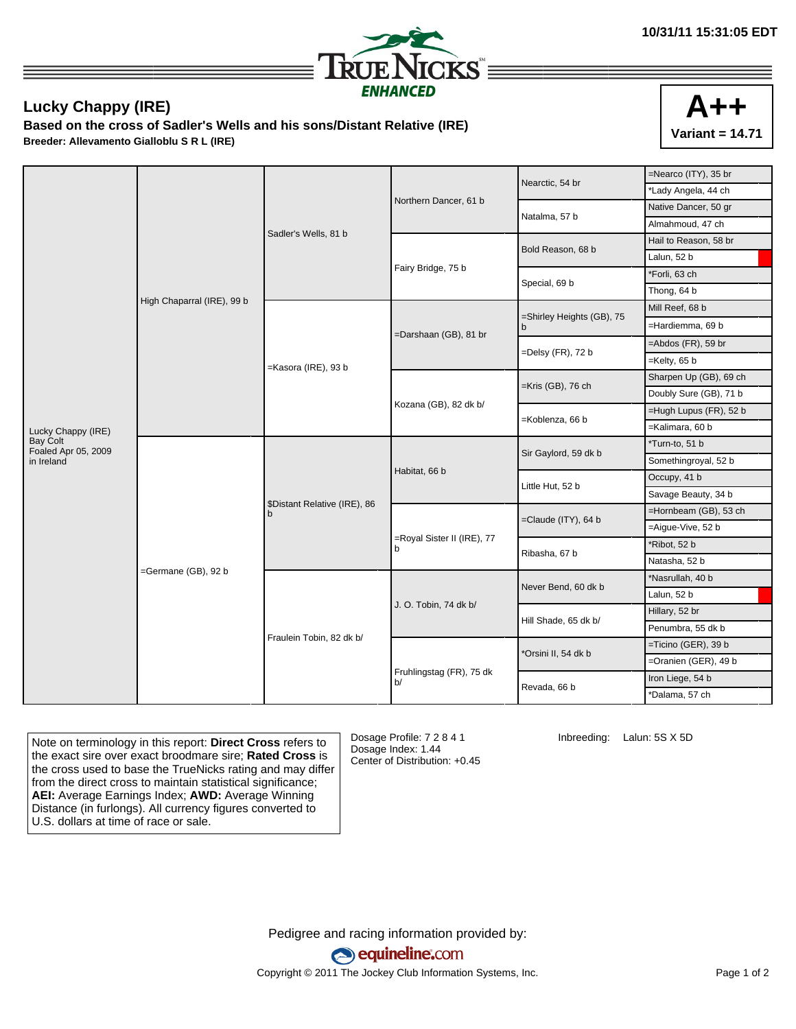10/31/11 15:31:05 EDT

# TRUE NICKS ENHANCED

## Lucky Chappy (IRE)

**Based on the cross of Sadler's Wells and his sons/Distant Relative (IRE)**

**Breeder: Allevamento Gialloblu S R L (IRE)**

**A++**
**Variant = 14.71**

| Horse | Parents | Grandparents | 3rd Generation | 4th Generation | 5th Generation |
|---|---|---|---|---|---|
| Lucky Chappy (IRE) Bay Colt Foaled Apr 05, 2009 in Ireland | High Chaparral (IRE), 99 b | Sadler's Wells, 81 b | Northern Dancer, 61 b | Nearctic, 54 br | =Nearco (ITY), 35 br |
| | | | | | *Lady Angela, 44 ch |
| | | | | Natalma, 57 b | Native Dancer, 50 gr |
| | | | | | Almahmoud, 47 ch |
| | | | Fairy Bridge, 75 b | Bold Reason, 68 b | Hail to Reason, 58 br |
| | | | | | Lalun, 52 b |
| | | | | Special, 69 b | *Forli, 63 ch |
| | | | | | Thong, 64 b |
| | | =Kasora (IRE), 93 b | =Darshaan (GB), 81 br | =Shirley Heights (GB), 75 b | Mill Reef, 68 b |
| | | | | | =Hardiemma, 69 b |
| | | | | =Delsy (FR), 72 b | =Abdos (FR), 59 br |
| | | | | | =Kelty, 65 b |
| | | | Kozana (GB), 82 dk b/ | =Kris (GB), 76 ch | Sharpen Up (GB), 69 ch |
| | | | | | Doubly Sure (GB), 71 b |
| | | | | =Koblenza, 66 b | =Hugh Lupus (FR), 52 b |
| | | | | | =Kalimara, 60 b |
| | =Germane (GB), 92 b | $Distant Relative (IRE), 86 b | Habitat, 66 b | Sir Gaylord, 59 dk b | *Turn-to, 51 b |
| | | | | | Somethingroyal, 52 b |
| | | | | Little Hut, 52 b | Occupy, 41 b |
| | | | | | Savage Beauty, 34 b |
| | | | =Royal Sister II (IRE), 77 b | =Claude (ITY), 64 b | =Hornbeam (GB), 53 ch |
| | | | | | =Aigue-Vive, 52 b |
| | | | | Ribasha, 67 b | *Ribot, 52 b |
| | | | | | Natasha, 52 b |
| | | Fraulein Tobin, 82 dk b/ | J. O. Tobin, 74 dk b/ | Never Bend, 60 dk b | *Nasrullah, 40 b |
| | | | | | Lalun, 52 b |
| | | | | Hill Shade, 65 dk b/ | Hillary, 52 br |
| | | | | | Penumbra, 55 dk b |
| | | | Fruhlingstag (FR), 75 dk b/ | *Orsini II, 54 dk b | =Ticino (GER), 39 b |
| | | | | | =Oranien (GER), 49 b |
| | | | | Revada, 66 b | Iron Liege, 54 b |
| | | | | | *Dalama, 57 ch |

Note on terminology in this report: **Direct Cross** refers to the exact sire over exact broodmare sire; **Rated Cross** is the cross used to base the TrueNicks rating and may differ from the direct cross to maintain statistical significance; **AEI:** Average Earnings Index; **AWD:** Average Winning Distance (in furlongs). All currency figures converted to U.S. dollars at time of race or sale.

Dosage Profile: 7 2 8 4 1
Dosage Index: 1.44
Center of Distribution: +0.45

Inbreeding: Lalun: 5S X 5D

Pedigree and racing information provided by: equineline.com

Copyright © 2011 The Jockey Club Information Systems, Inc.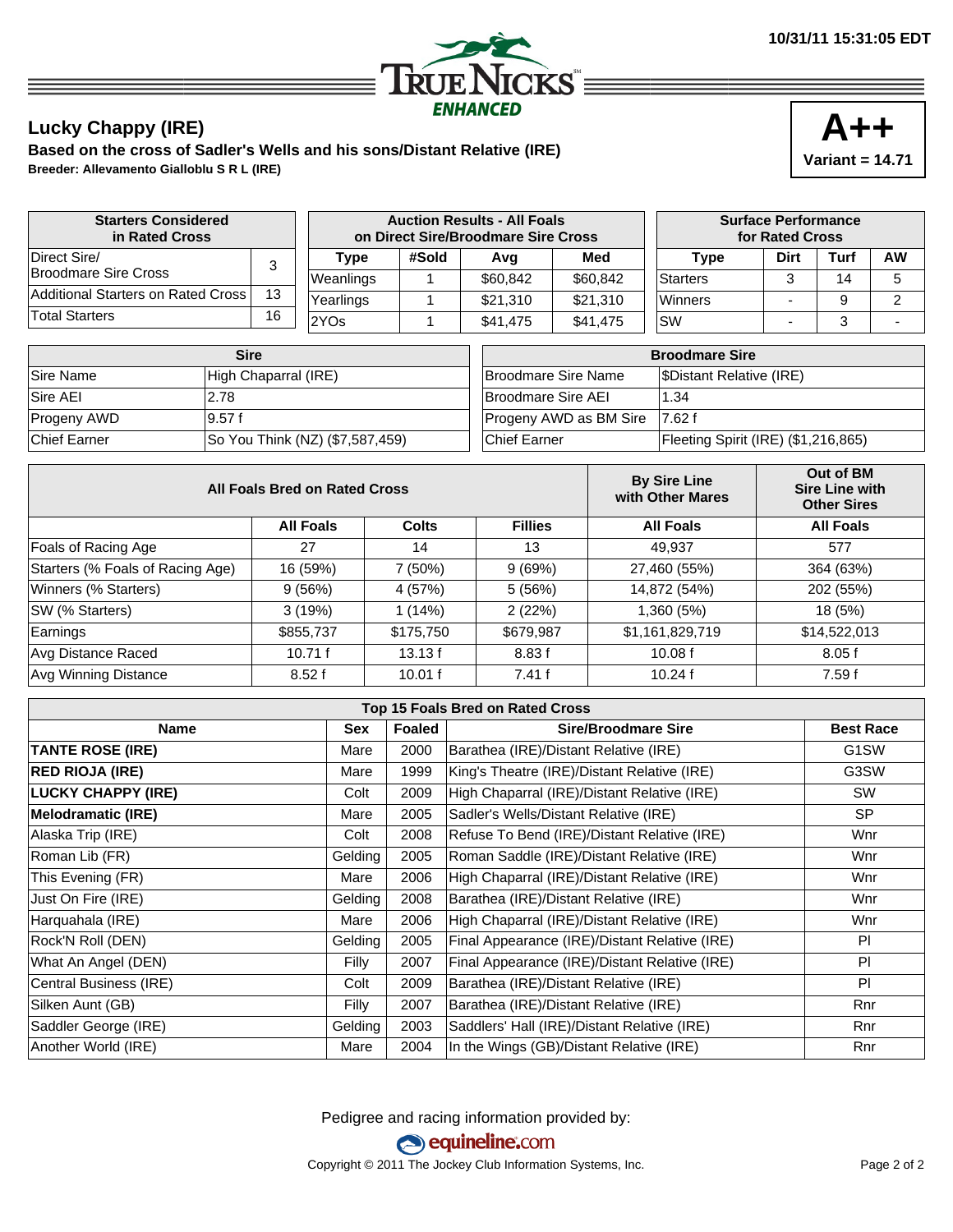10/31/11 15:31:05 EDT

TRUE NICKS ENHANCED

## Lucky Chappy (IRE)

**Based on the cross of Sadler's Wells and his sons/Distant Relative (IRE)**

**Breeder: Allevamento Gialloblu S R L (IRE)**

**A++**
**Variant = 14.71**

| Starters Considered in Rated Cross | |
|---|---|
| Direct Sire/ Broodmare Sire Cross | 3 |
| Additional Starters on Rated Cross | 13 |
| Total Starters | 16 |

| Auction Results - All Foals on Direct Sire/Broodmare Sire Cross | | | |
|---|---|---|---|
| Type | #Sold | Avg | Med |
| Weanlings | 1 | $60,842 | $60,842 |
| Yearlings | 1 | $21,310 | $21,310 |
| 2YOs | 1 | $41,475 | $41,475 |

| Surface Performance for Rated Cross | | | |
|---|---|---|---|
| Type | Dirt | Turf | AW |
| Starters | 3 | 14 | 5 |
| Winners | - | 9 | 2 |
| SW | - | 3 | - |

| Sire | |
|---|---|
| Sire Name | High Chaparral (IRE) |
| Sire AEI | 2.78 |
| Progeny AWD | 9.57 f |
| Chief Earner | So You Think (NZ) ($7,587,459) |

| Broodmare Sire | |
|---|---|
| Broodmare Sire Name | $Distant Relative (IRE) |
| Broodmare Sire AEI | 1.34 |
| Progeny AWD as BM Sire | 7.62 f |
| Chief Earner | Fleeting Spirit (IRE) ($1,216,865) |

| All Foals Bred on Rated Cross | | | | By Sire Line with Other Mares | Out of BM Sire Line with Other Sires |
|---|---|---|---|---|---|
| | All Foals | Colts | Fillies | All Foals | All Foals |
| Foals of Racing Age | 27 | 14 | 13 | 49,937 | 577 |
| Starters (% Foals of Racing Age) | 16 (59%) | 7 (50%) | 9 (69%) | 27,460 (55%) | 364 (63%) |
| Winners (% Starters) | 9 (56%) | 4 (57%) | 5 (56%) | 14,872 (54%) | 202 (55%) |
| SW (% Starters) | 3 (19%) | 1 (14%) | 2 (22%) | 1,360 (5%) | 18 (5%) |
| Earnings | $855,737 | $175,750 | $679,987 | $1,161,829,719 | $14,522,013 |
| Avg Distance Raced | 10.71 f | 13.13 f | 8.83 f | 10.08 f | 8.05 f |
| Avg Winning Distance | 8.52 f | 10.01 f | 7.41 f | 10.24 f | 7.59 f |

| Top 15 Foals Bred on Rated Cross | | | | |
|---|---|---|---|---|
| Name | Sex | Foaled | Sire/Broodmare Sire | Best Race |
| **TANTE ROSE (IRE)** | Mare | 2000 | Barathea (IRE)/Distant Relative (IRE) | G1SW |
| **RED RIOJA (IRE)** | Mare | 1999 | King's Theatre (IRE)/Distant Relative (IRE) | G3SW |
| **LUCKY CHAPPY (IRE)** | Colt | 2009 | High Chaparral (IRE)/Distant Relative (IRE) | SW |
| **Melodramatic (IRE)** | Mare | 2005 | Sadler's Wells/Distant Relative (IRE) | SP |
| Alaska Trip (IRE) | Colt | 2008 | Refuse To Bend (IRE)/Distant Relative (IRE) | Wnr |
| Roman Lib (FR) | Gelding | 2005 | Roman Saddle (IRE)/Distant Relative (IRE) | Wnr |
| This Evening (FR) | Mare | 2006 | High Chaparral (IRE)/Distant Relative (IRE) | Wnr |
| Just On Fire (IRE) | Gelding | 2008 | Barathea (IRE)/Distant Relative (IRE) | Wnr |
| Harquahala (IRE) | Mare | 2006 | High Chaparral (IRE)/Distant Relative (IRE) | Wnr |
| Rock'N Roll (DEN) | Gelding | 2005 | Final Appearance (IRE)/Distant Relative (IRE) | Pl |
| What An Angel (DEN) | Filly | 2007 | Final Appearance (IRE)/Distant Relative (IRE) | Pl |
| Central Business (IRE) | Colt | 2009 | Barathea (IRE)/Distant Relative (IRE) | Pl |
| Silken Aunt (GB) | Filly | 2007 | Barathea (IRE)/Distant Relative (IRE) | Rnr |
| Saddler George (IRE) | Gelding | 2003 | Saddlers' Hall (IRE)/Distant Relative (IRE) | Rnr |
| Another World (IRE) | Mare | 2004 | In the Wings (GB)/Distant Relative (IRE) | Rnr |

Pedigree and racing information provided by: equineline.com

Copyright © 2011 The Jockey Club Information Systems, Inc.